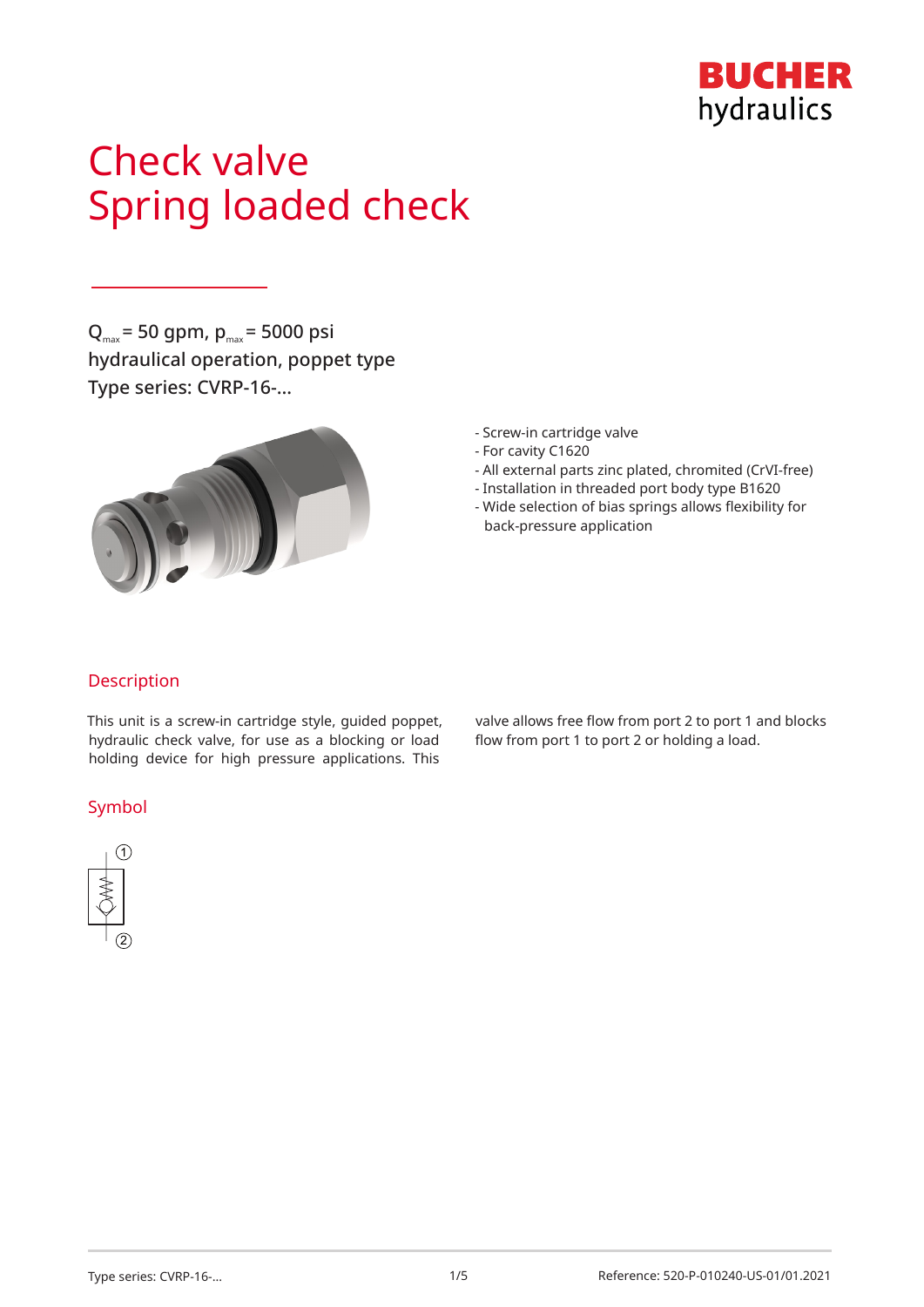BUCHER hydraulics

# Check valve
# Spring loaded check

$Q_{max}$ = 50 gpm, $p_{max}$ = 5000 psi
hydraulical operation, poppet type
Type series: CVRP-16-...

- Screw-in cartridge valve
- For cavity C1620
- All external parts zinc plated, chromited (CrVI-free)
- Installation in threaded port body type B1620
- Wide selection of bias springs allows flexibility for back-pressure application

## Description

This unit is a screw-in cartridge style, guided poppet, hydraulic check valve, for use as a blocking or load holding device for high pressure applications. This valve allows free flow from port 2 to port 1 and blocks flow from port 1 to port 2 or holding a load.

## Symbol

①

②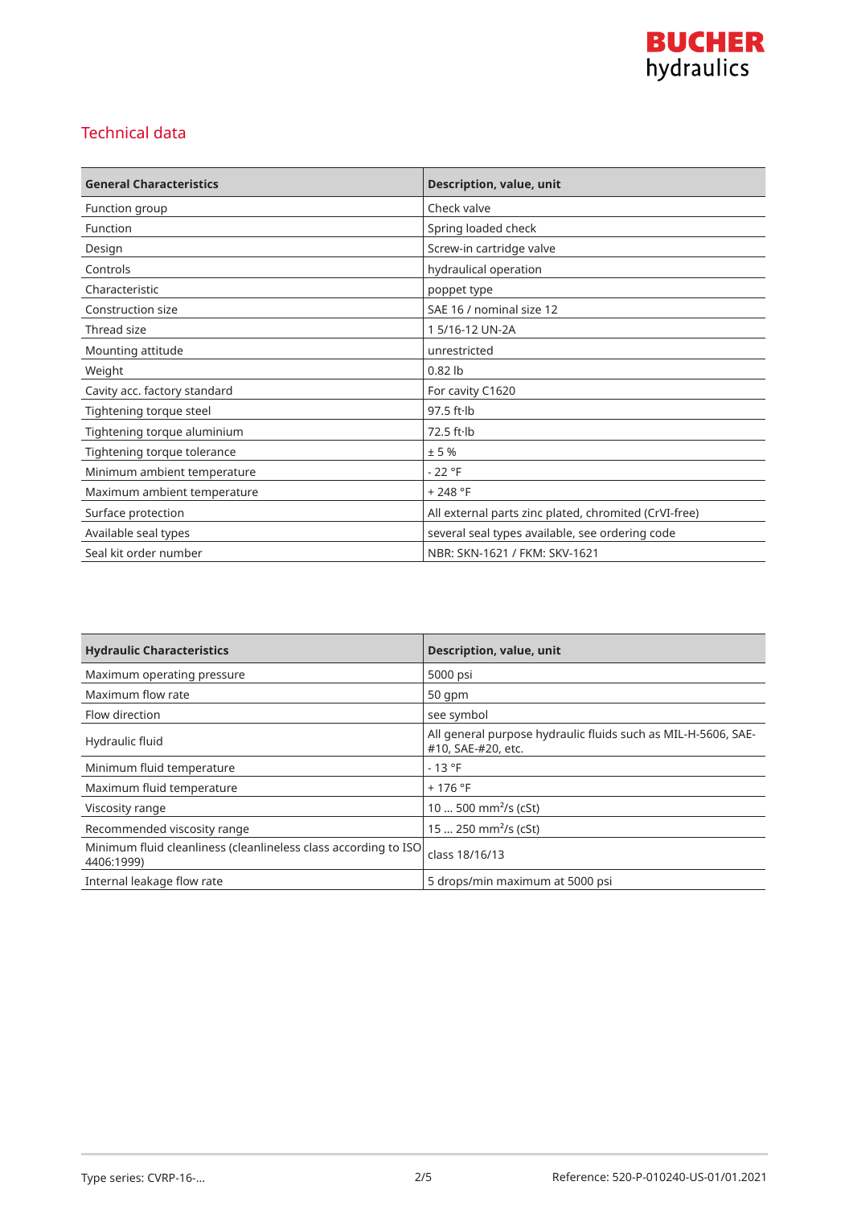## Technical data

| General Characteristics | Description, value, unit |
|---|---|
| Function group | Check valve |
| Function | Spring loaded check |
| Design | Screw-in cartridge valve |
| Controls | hydraulical operation |
| Characteristic | poppet type |
| Construction size | SAE 16 / nominal size 12 |
| Thread size | 1 5/16-12 UN-2A |
| Mounting attitude | unrestricted |
| Weight | 0.82 lb |
| Cavity acc. factory standard | For cavity C1620 |
| Tightening torque steel | 97.5 ft·lb |
| Tightening torque aluminium | 72.5 ft·lb |
| Tightening torque tolerance | ± 5 % |
| Minimum ambient temperature | - 22 °F |
| Maximum ambient temperature | + 248 °F |
| Surface protection | All external parts zinc plated, chromited (CrVI-free) |
| Available seal types | several seal types available, see ordering code |
| Seal kit order number | NBR: SKN-1621 / FKM: SKV-1621 |

| Hydraulic Characteristics | Description, value, unit |
|---|---|
| Maximum operating pressure | 5000 psi |
| Maximum flow rate | 50 gpm |
| Flow direction | see symbol |
| Hydraulic fluid | All general purpose hydraulic fluids such as MIL-H-5606, SAE-#10, SAE-#20, etc. |
| Minimum fluid temperature | - 13 °F |
| Maximum fluid temperature | + 176 °F |
| Viscosity range | 10 ... 500 mm²/s (cSt) |
| Recommended viscosity range | 15 ... 250 mm²/s (cSt) |
| Minimum fluid cleanliness (cleanlineless class according to ISO 4406:1999) | class 18/16/13 |
| Internal leakage flow rate | 5 drops/min maximum at 5000 psi |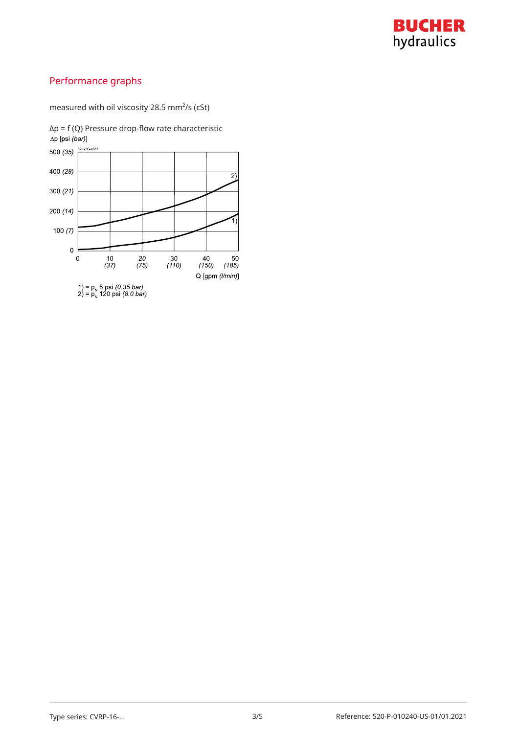## Performance graphs

measured with oil viscosity 28.5 mm²/s (cSt)

Δp = f (Q) Pressure drop-flow rate characteristic

Δp [psi *(bar)*]

520-PG-0061

Q [gpm *(l/min)*]

1) = $p_N$ 5 psi *(0.35 bar)*
2) = $p_N$ 120 psi *(8.0 bar)*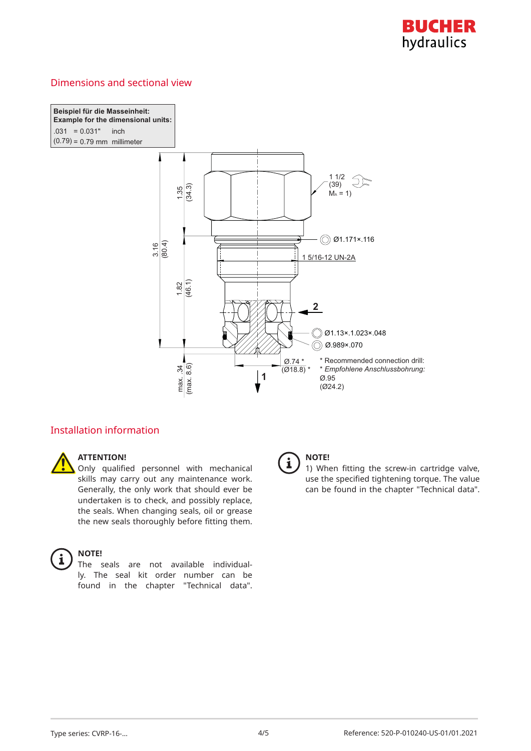## Dimensions and sectional view

| Beispiel für die Masseinheit: Example for the dimensional units: | | |
|---|---|---|
| .031 | = 0.031" | inch |
| (0.79) | = 0.79 mm | millimeter |

1 1/2 (39) MA = 1)

Ø1.171×.116

1 5/16-12 UN-2A

Ø1.13×.1.023×.048

Ø.989×.070

Ø.74 * (Ø18.8) *

\* Recommended connection drill:
\* *Empfohlene Anschlussbohrung:*
Ø.95
(Ø24.2)

1.35 (34.3)

3.16 (80.4)

1.82 (46.1)

max. .34 (max. 8.6)

## Installation information

**ATTENTION!**
Only qualified personnel with mechanical skills may carry out any maintenance work. Generally, the only work that should ever be undertaken is to check, and possibly replace, the seals. When changing seals, oil or grease the new seals thoroughly before fitting them.

**NOTE!**
The seals are not available individually. The seal kit order number can be found in the chapter "Technical data".

**NOTE!**
1) When fitting the screw-in cartridge valve, use the specified tightening torque. The value can be found in the chapter "Technical data".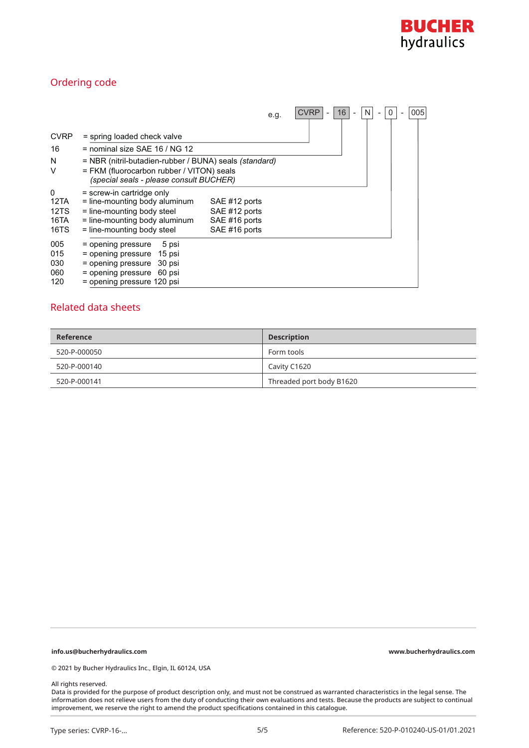## Ordering code

e.g. CVRP - 16 - N - 0 - 005

| | | |
|---|---|---|
| CVRP | = spring loaded check valve | |
| 16 | = nominal size SAE 16 / NG 12 | |
| N | = NBR (nitril-butadien-rubber / BUNA) seals *(standard)* | |
| V | = FKM (fluorocarbon rubber / VITON) seals *(special seals - please consult BUCHER)* | |
| 0 | = screw-in cartridge only | |
| 12TA | = line-mounting body aluminum | SAE #12 ports |
| 12TS | = line-mounting body steel | SAE #12 ports |
| 16TA | = line-mounting body aluminum | SAE #16 ports |
| 16TS | = line-mounting body steel | SAE #16 ports |
| 005 | = opening pressure 5 psi | |
| 015 | = opening pressure 15 psi | |
| 030 | = opening pressure 30 psi | |
| 060 | = opening pressure 60 psi | |
| 120 | = opening pressure 120 psi | |

## Related data sheets

| Reference | Description |
|---|---|
| 520-P-000050 | Form tools |
| 520-P-000140 | Cavity C1620 |
| 520-P-000141 | Threaded port body B1620 |

**info.us@bucherhydraulics.com** **www.bucherhydraulics.com**

© 2021 by Bucher Hydraulics Inc., Elgin, IL 60124, USA

All rights reserved.
Data is provided for the purpose of product description only, and must not be construed as warranted characteristics in the legal sense. The information does not relieve users from the duty of conducting their own evaluations and tests. Because the products are subject to continual improvement, we reserve the right to amend the product specifications contained in this catalogue.

Type series: CVRP-16-... Reference: 520-P-010240-US-01/01.2021